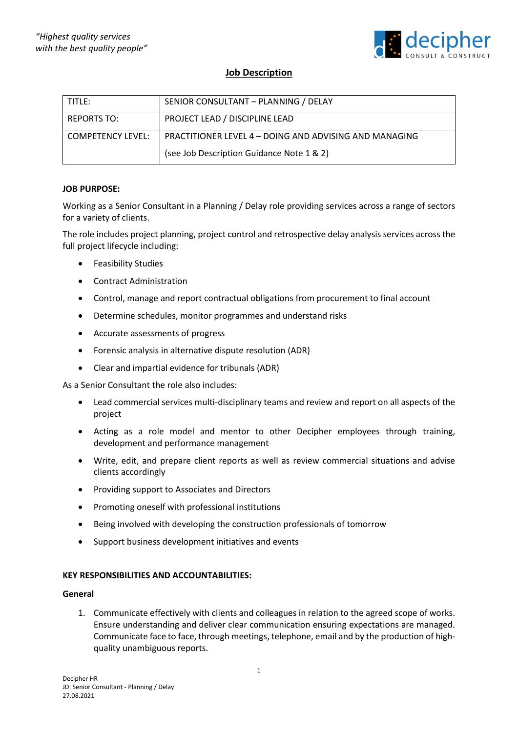*"Highest quality services*
*with the best quality people"*

# Job Description

| TITLE: | SENIOR CONSULTANT – PLANNING / DELAY |
|---|---|
| REPORTS TO: | PROJECT LEAD / DISCIPLINE LEAD |
| COMPETENCY LEVEL: | PRACTITIONER LEVEL 4 – DOING AND ADVISING AND MANAGING (see Job Description Guidance Note 1 & 2) |

**JOB PURPOSE:**

Working as a Senior Consultant in a Planning / Delay role providing services across a range of sectors for a variety of clients.

The role includes project planning, project control and retrospective delay analysis services across the full project lifecycle including:

- Feasibility Studies
- Contract Administration
- Control, manage and report contractual obligations from procurement to final account
- Determine schedules, monitor programmes and understand risks
- Accurate assessments of progress
- Forensic analysis in alternative dispute resolution (ADR)
- Clear and impartial evidence for tribunals (ADR)

As a Senior Consultant the role also includes:

- Lead commercial services multi-disciplinary teams and review and report on all aspects of the project
- Acting as a role model and mentor to other Decipher employees through training, development and performance management
- Write, edit, and prepare client reports as well as review commercial situations and advise clients accordingly
- Providing support to Associates and Directors
- Promoting oneself with professional institutions
- Being involved with developing the construction professionals of tomorrow
- Support business development initiatives and events

**KEY RESPONSIBILITIES AND ACCOUNTABILITIES:**

**General**

1. Communicate effectively with clients and colleagues in relation to the agreed scope of works. Ensure understanding and deliver clear communication ensuring expectations are managed. Communicate face to face, through meetings, telephone, email and by the production of high-quality unambiguous reports.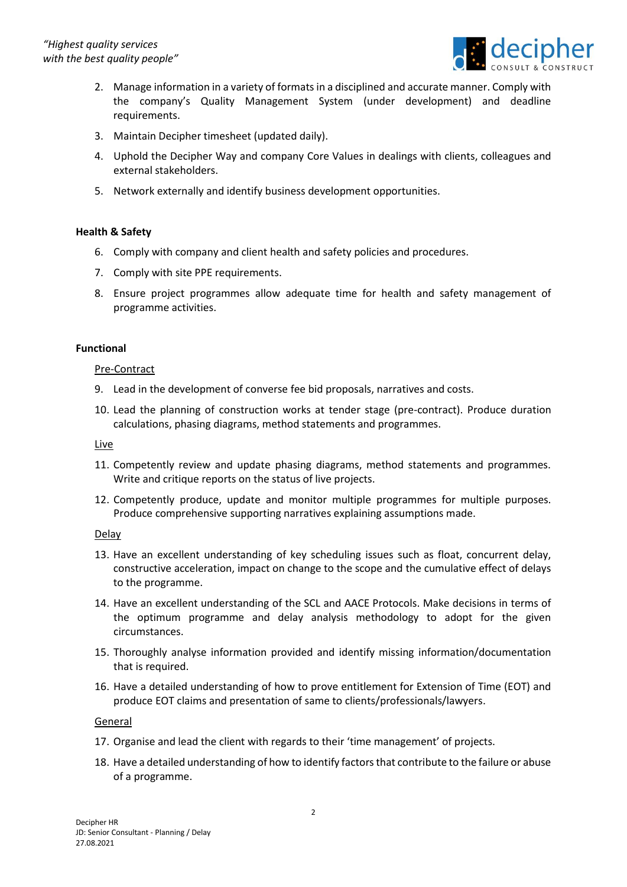2. Manage information in a variety of formats in a disciplined and accurate manner. Comply with the company's Quality Management System (under development) and deadline requirements.
3. Maintain Decipher timesheet (updated daily).
4. Uphold the Decipher Way and company Core Values in dealings with clients, colleagues and external stakeholders.
5. Network externally and identify business development opportunities.

**Health & Safety**

6. Comply with company and client health and safety policies and procedures.
7. Comply with site PPE requirements.
8. Ensure project programmes allow adequate time for health and safety management of programme activities.

**Functional**

Pre-Contract

9. Lead in the development of converse fee bid proposals, narratives and costs.
10. Lead the planning of construction works at tender stage (pre-contract). Produce duration calculations, phasing diagrams, method statements and programmes.

Live

11. Competently review and update phasing diagrams, method statements and programmes. Write and critique reports on the status of live projects.
12. Competently produce, update and monitor multiple programmes for multiple purposes. Produce comprehensive supporting narratives explaining assumptions made.

Delay

13. Have an excellent understanding of key scheduling issues such as float, concurrent delay, constructive acceleration, impact on change to the scope and the cumulative effect of delays to the programme.
14. Have an excellent understanding of the SCL and AACE Protocols. Make decisions in terms of the optimum programme and delay analysis methodology to adopt for the given circumstances.
15. Thoroughly analyse information provided and identify missing information/documentation that is required.
16. Have a detailed understanding of how to prove entitlement for Extension of Time (EOT) and produce EOT claims and presentation of same to clients/professionals/lawyers.

General

17. Organise and lead the client with regards to their 'time management' of projects.
18. Have a detailed understanding of how to identify factors that contribute to the failure or abuse of a programme.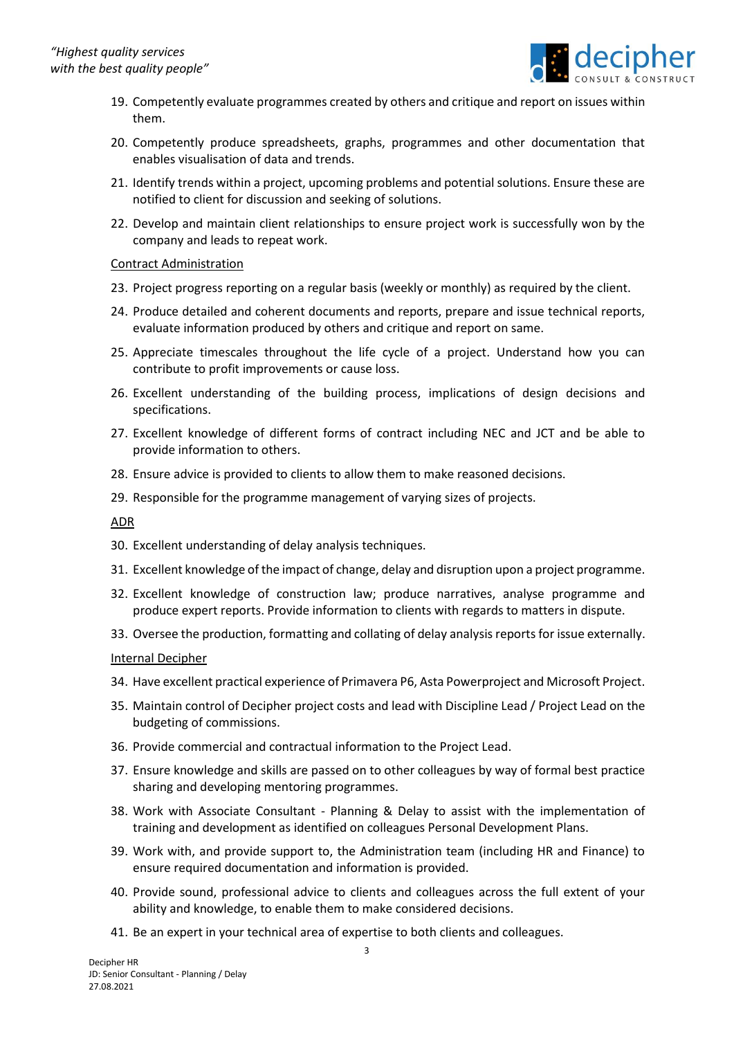19. Competently evaluate programmes created by others and critique and report on issues within them.
20. Competently produce spreadsheets, graphs, programmes and other documentation that enables visualisation of data and trends.
21. Identify trends within a project, upcoming problems and potential solutions. Ensure these are notified to client for discussion and seeking of solutions.
22. Develop and maintain client relationships to ensure project work is successfully won by the company and leads to repeat work.

Contract Administration

23. Project progress reporting on a regular basis (weekly or monthly) as required by the client.
24. Produce detailed and coherent documents and reports, prepare and issue technical reports, evaluate information produced by others and critique and report on same.
25. Appreciate timescales throughout the life cycle of a project. Understand how you can contribute to profit improvements or cause loss.
26. Excellent understanding of the building process, implications of design decisions and specifications.
27. Excellent knowledge of different forms of contract including NEC and JCT and be able to provide information to others.
28. Ensure advice is provided to clients to allow them to make reasoned decisions.
29. Responsible for the programme management of varying sizes of projects.

ADR

30. Excellent understanding of delay analysis techniques.
31. Excellent knowledge of the impact of change, delay and disruption upon a project programme.
32. Excellent knowledge of construction law; produce narratives, analyse programme and produce expert reports. Provide information to clients with regards to matters in dispute.
33. Oversee the production, formatting and collating of delay analysis reports for issue externally.

Internal Decipher

34. Have excellent practical experience of Primavera P6, Asta Powerproject and Microsoft Project.
35. Maintain control of Decipher project costs and lead with Discipline Lead / Project Lead on the budgeting of commissions.
36. Provide commercial and contractual information to the Project Lead.
37. Ensure knowledge and skills are passed on to other colleagues by way of formal best practice sharing and developing mentoring programmes.
38. Work with Associate Consultant - Planning & Delay to assist with the implementation of training and development as identified on colleagues Personal Development Plans.
39. Work with, and provide support to, the Administration team (including HR and Finance) to ensure required documentation and information is provided.
40. Provide sound, professional advice to clients and colleagues across the full extent of your ability and knowledge, to enable them to make considered decisions.
41. Be an expert in your technical area of expertise to both clients and colleagues.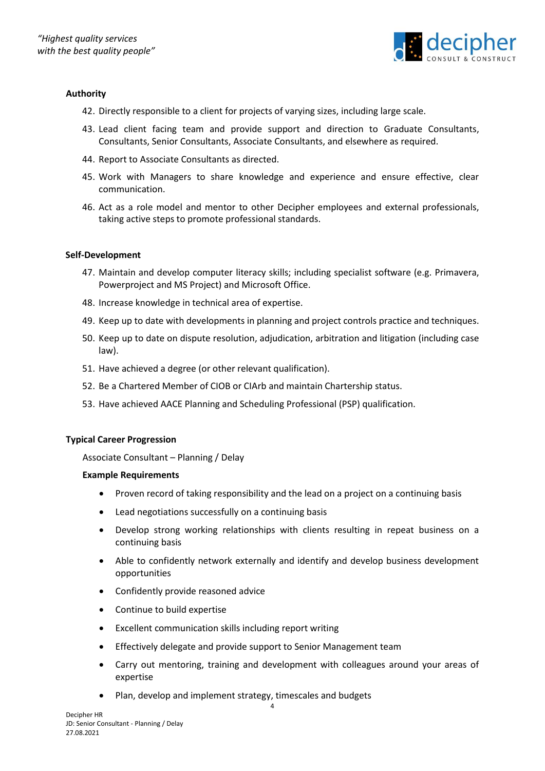**Authority**

42. Directly responsible to a client for projects of varying sizes, including large scale.
43. Lead client facing team and provide support and direction to Graduate Consultants, Consultants, Senior Consultants, Associate Consultants, and elsewhere as required.
44. Report to Associate Consultants as directed.
45. Work with Managers to share knowledge and experience and ensure effective, clear communication.
46. Act as a role model and mentor to other Decipher employees and external professionals, taking active steps to promote professional standards.

**Self-Development**

47. Maintain and develop computer literacy skills; including specialist software (e.g. Primavera, Powerproject and MS Project) and Microsoft Office.
48. Increase knowledge in technical area of expertise.
49. Keep up to date with developments in planning and project controls practice and techniques.
50. Keep up to date on dispute resolution, adjudication, arbitration and litigation (including case law).
51. Have achieved a degree (or other relevant qualification).
52. Be a Chartered Member of CIOB or CIArb and maintain Chartership status.
53. Have achieved AACE Planning and Scheduling Professional (PSP) qualification.

**Typical Career Progression**

Associate Consultant – Planning / Delay

**Example Requirements**

- Proven record of taking responsibility and the lead on a project on a continuing basis
- Lead negotiations successfully on a continuing basis
- Develop strong working relationships with clients resulting in repeat business on a continuing basis
- Able to confidently network externally and identify and develop business development opportunities
- Confidently provide reasoned advice
- Continue to build expertise
- Excellent communication skills including report writing
- Effectively delegate and provide support to Senior Management team
- Carry out mentoring, training and development with colleagues around your areas of expertise
- Plan, develop and implement strategy, timescales and budgets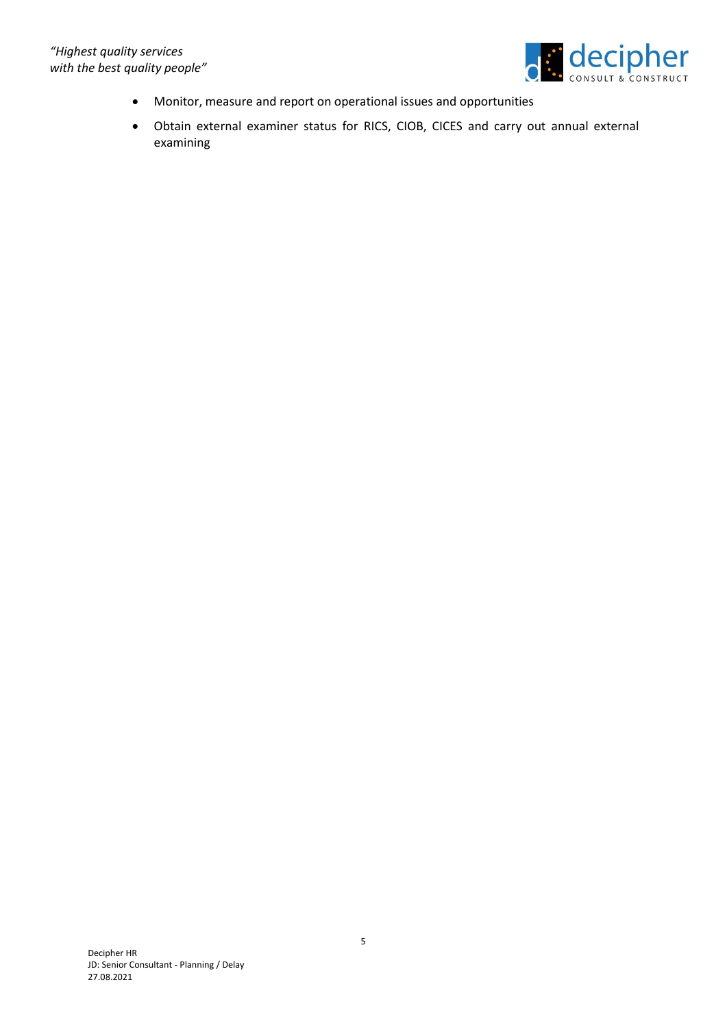- Monitor, measure and report on operational issues and opportunities
- Obtain external examiner status for RICS, CIOB, CICES and carry out annual external examining